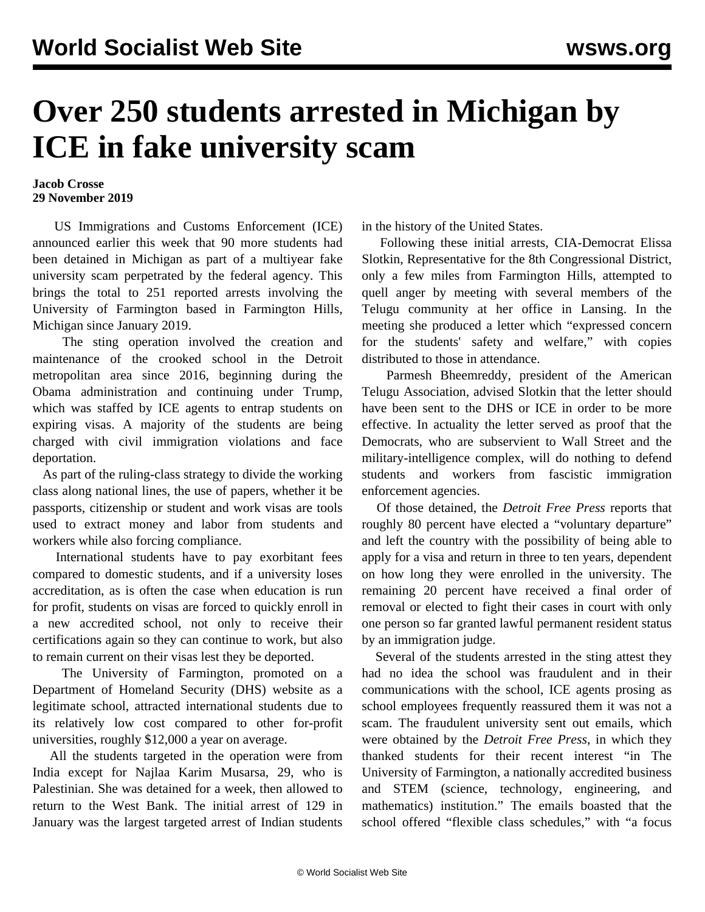// Over 250 students arrested in Michigan by ICE in fake university scam

**Jacob Crosse**
**29 November 2019**

US Immigrations and Customs Enforcement (ICE) announced earlier this week that 90 more students had been detained in Michigan as part of a multiyear fake university scam perpetrated by the federal agency. This brings the total to 251 reported arrests involving the University of Farmington based in Farmington Hills, Michigan since January 2019.

The sting operation involved the creation and maintenance of the crooked school in the Detroit metropolitan area since 2016, beginning during the Obama administration and continuing under Trump, which was staffed by ICE agents to entrap students on expiring visas. A majority of the students are being charged with civil immigration violations and face deportation.

As part of the ruling-class strategy to divide the working class along national lines, the use of papers, whether it be passports, citizenship or student and work visas are tools used to extract money and labor from students and workers while also forcing compliance.

International students have to pay exorbitant fees compared to domestic students, and if a university loses accreditation, as is often the case when education is run for profit, students on visas are forced to quickly enroll in a new accredited school, not only to receive their certifications again so they can continue to work, but also to remain current on their visas lest they be deported.

The University of Farmington, promoted on a Department of Homeland Security (DHS) website as a legitimate school, attracted international students due to its relatively low cost compared to other for-profit universities, roughly $12,000 a year on average.

All the students targeted in the operation were from India except for Najlaa Karim Musarsa, 29, who is Palestinian. She was detained for a week, then allowed to return to the West Bank. The initial arrest of 129 in January was the largest targeted arrest of Indian students in the history of the United States.

Following these initial arrests, CIA-Democrat Elissa Slotkin, Representative for the 8th Congressional District, only a few miles from Farmington Hills, attempted to quell anger by meeting with several members of the Telugu community at her office in Lansing. In the meeting she produced a letter which "expressed concern for the students' safety and welfare," with copies distributed to those in attendance.

Parmesh Bheemreddy, president of the American Telugu Association, advised Slotkin that the letter should have been sent to the DHS or ICE in order to be more effective. In actuality the letter served as proof that the Democrats, who are subservient to Wall Street and the military-intelligence complex, will do nothing to defend students and workers from fascistic immigration enforcement agencies.

Of those detained, the *Detroit Free Press* reports that roughly 80 percent have elected a "voluntary departure" and left the country with the possibility of being able to apply for a visa and return in three to ten years, dependent on how long they were enrolled in the university. The remaining 20 percent have received a final order of removal or elected to fight their cases in court with only one person so far granted lawful permanent resident status by an immigration judge.

Several of the students arrested in the sting attest they had no idea the school was fraudulent and in their communications with the school, ICE agents prosing as school employees frequently reassured them it was not a scam. The fraudulent university sent out emails, which were obtained by the *Detroit Free Press*, in which they thanked students for their recent interest "in The University of Farmington, a nationally accredited business and STEM (science, technology, engineering, and mathematics) institution." The emails boasted that the school offered "flexible class schedules," with "a focus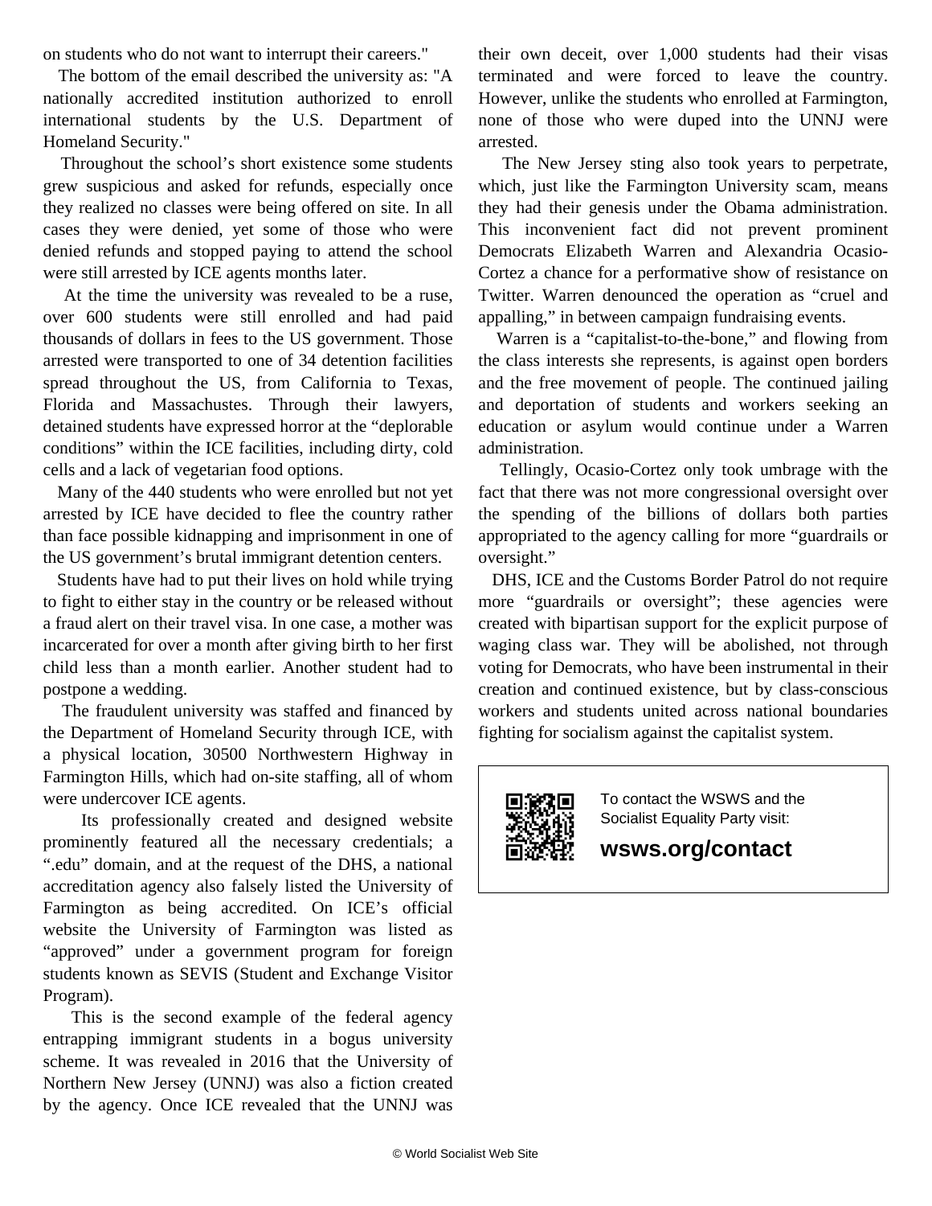on students who do not want to interrupt their careers."

The bottom of the email described the university as: "A nationally accredited institution authorized to enroll international students by the U.S. Department of Homeland Security."

Throughout the school's short existence some students grew suspicious and asked for refunds, especially once they realized no classes were being offered on site. In all cases they were denied, yet some of those who were denied refunds and stopped paying to attend the school were still arrested by ICE agents months later.

At the time the university was revealed to be a ruse, over 600 students were still enrolled and had paid thousands of dollars in fees to the US government. Those arrested were transported to one of 34 detention facilities spread throughout the US, from California to Texas, Florida and Massachustes. Through their lawyers, detained students have expressed horror at the "deplorable conditions" within the ICE facilities, including dirty, cold cells and a lack of vegetarian food options.

Many of the 440 students who were enrolled but not yet arrested by ICE have decided to flee the country rather than face possible kidnapping and imprisonment in one of the US government's brutal immigrant detention centers.

Students have had to put their lives on hold while trying to fight to either stay in the country or be released without a fraud alert on their travel visa. In one case, a mother was incarcerated for over a month after giving birth to her first child less than a month earlier. Another student had to postpone a wedding.

The fraudulent university was staffed and financed by the Department of Homeland Security through ICE, with a physical location, 30500 Northwestern Highway in Farmington Hills, which had on-site staffing, all of whom were undercover ICE agents.

Its professionally created and designed website prominently featured all the necessary credentials; a ".edu" domain, and at the request of the DHS, a national accreditation agency also falsely listed the University of Farmington as being accredited. On ICE's official website the University of Farmington was listed as "approved" under a government program for foreign students known as SEVIS (Student and Exchange Visitor Program).

This is the second example of the federal agency entrapping immigrant students in a bogus university scheme. It was revealed in 2016 that the University of Northern New Jersey (UNNJ) was also a fiction created by the agency. Once ICE revealed that the UNNJ was their own deceit, over 1,000 students had their visas terminated and were forced to leave the country. However, unlike the students who enrolled at Farmington, none of those who were duped into the UNNJ were arrested.

The New Jersey sting also took years to perpetrate, which, just like the Farmington University scam, means they had their genesis under the Obama administration. This inconvenient fact did not prevent prominent Democrats Elizabeth Warren and Alexandria Ocasio-Cortez a chance for a performative show of resistance on Twitter. Warren denounced the operation as "cruel and appalling," in between campaign fundraising events.

Warren is a "capitalist-to-the-bone," and flowing from the class interests she represents, is against open borders and the free movement of people. The continued jailing and deportation of students and workers seeking an education or asylum would continue under a Warren administration.

Tellingly, Ocasio-Cortez only took umbrage with the fact that there was not more congressional oversight over the spending of the billions of dollars both parties appropriated to the agency calling for more "guardrails or oversight."

DHS, ICE and the Customs Border Patrol do not require more "guardrails or oversight"; these agencies were created with bipartisan support for the explicit purpose of waging class war. They will be abolished, not through voting for Democrats, who have been instrumental in their creation and continued existence, but by class-conscious workers and students united across national boundaries fighting for socialism against the capitalist system.

To contact the WSWS and the Socialist Equality Party visit:

**wsws.org/contact**